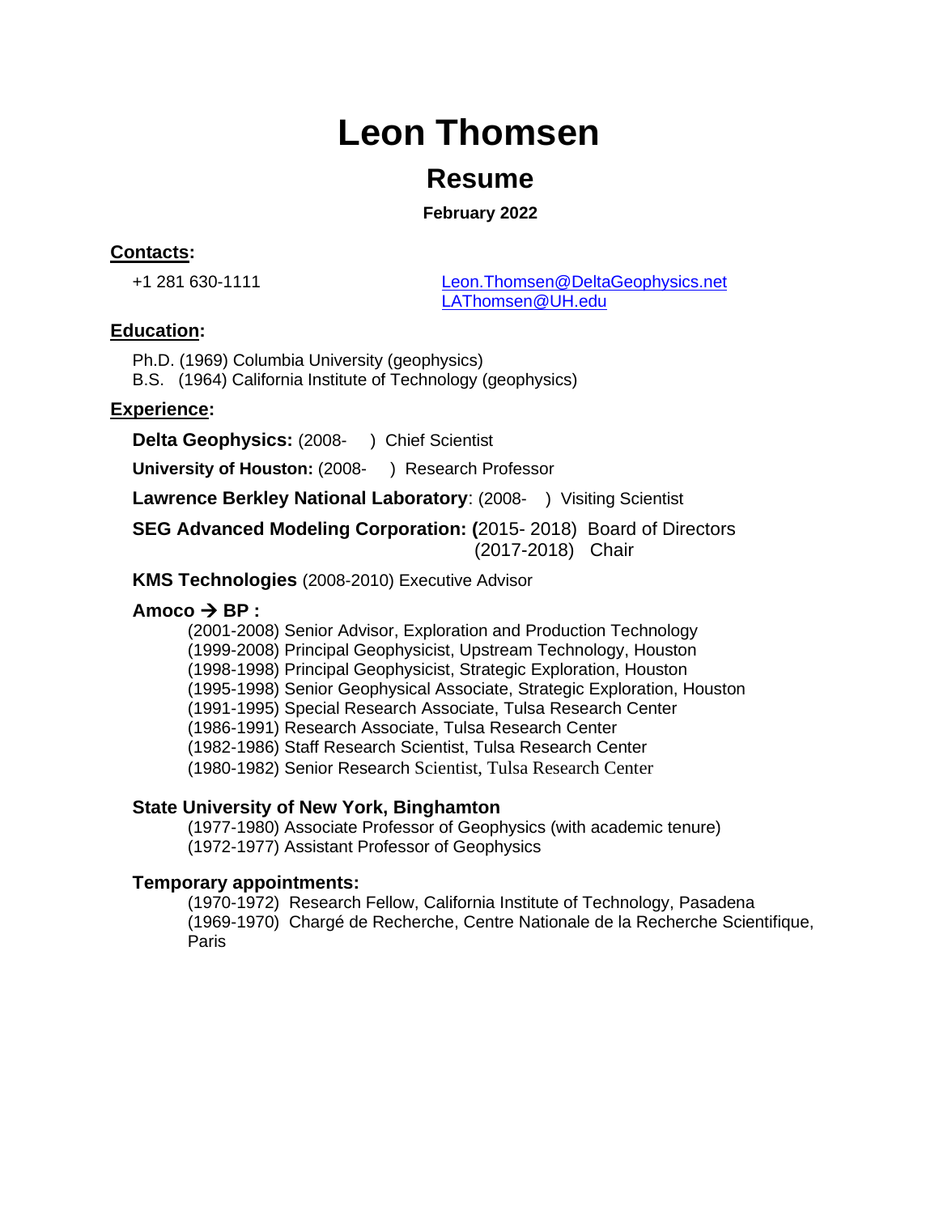# Leon Thomsen

## Resume

**February 2022**

**Contacts:**

+1 281 630-1111

Leon.Thomsen@DeltaGeophysics.net
LAThomsen@UH.edu

**Education:**

Ph.D. (1969) Columbia University (geophysics)
B.S. (1964) California Institute of Technology (geophysics)

**Experience:**

**Delta Geophysics:** (2008- ) Chief Scientist

**University of Houston:** (2008- ) Research Professor

**Lawrence Berkley National Laboratory**: (2008- ) Visiting Scientist

**SEG Advanced Modeling Corporation: (**2015- 2018) Board of Directors
(2017-2018) Chair

**KMS Technologies** (2008-2010) Executive Advisor

**Amoco → BP :**

(2001-2008) Senior Advisor, Exploration and Production Technology
(1999-2008) Principal Geophysicist, Upstream Technology, Houston
(1998-1998) Principal Geophysicist, Strategic Exploration, Houston
(1995-1998) Senior Geophysical Associate, Strategic Exploration, Houston
(1991-1995) Special Research Associate, Tulsa Research Center
(1986-1991) Research Associate, Tulsa Research Center
(1982-1986) Staff Research Scientist, Tulsa Research Center
(1980-1982) Senior Research Scientist, Tulsa Research Center

**State University of New York, Binghamton**

(1977-1980) Associate Professor of Geophysics (with academic tenure)
(1972-1977) Assistant Professor of Geophysics

**Temporary appointments:**

(1970-1972) Research Fellow, California Institute of Technology, Pasadena
(1969-1970) Chargé de Recherche, Centre Nationale de la Recherche Scientifique, Paris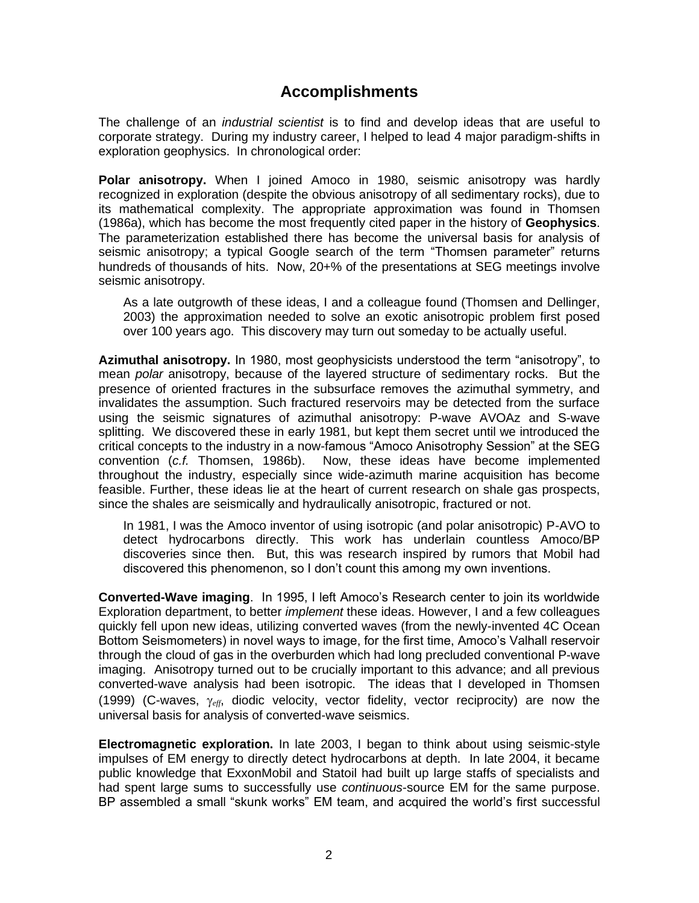## Accomplishments

The challenge of an *industrial scientist* is to find and develop ideas that are useful to corporate strategy. During my industry career, I helped to lead 4 major paradigm-shifts in exploration geophysics. In chronological order:

**Polar anisotropy.** When I joined Amoco in 1980, seismic anisotropy was hardly recognized in exploration (despite the obvious anisotropy of all sedimentary rocks), due to its mathematical complexity. The appropriate approximation was found in Thomsen (1986a), which has become the most frequently cited paper in the history of **Geophysics**. The parameterization established there has become the universal basis for analysis of seismic anisotropy; a typical Google search of the term "Thomsen parameter" returns hundreds of thousands of hits. Now, 20+% of the presentations at SEG meetings involve seismic anisotropy.

> As a late outgrowth of these ideas, I and a colleague found (Thomsen and Dellinger, 2003) the approximation needed to solve an exotic anisotropic problem first posed over 100 years ago. This discovery may turn out someday to be actually useful.

**Azimuthal anisotropy.** In 1980, most geophysicists understood the term "anisotropy", to mean *polar* anisotropy, because of the layered structure of sedimentary rocks. But the presence of oriented fractures in the subsurface removes the azimuthal symmetry, and invalidates the assumption. Such fractured reservoirs may be detected from the surface using the seismic signatures of azimuthal anisotropy: P-wave AVOAz and S-wave splitting. We discovered these in early 1981, but kept them secret until we introduced the critical concepts to the industry in a now-famous "Amoco Anisotrophy Session" at the SEG convention (*c.f.* Thomsen, 1986b). Now, these ideas have become implemented throughout the industry, especially since wide-azimuth marine acquisition has become feasible. Further, these ideas lie at the heart of current research on shale gas prospects, since the shales are seismically and hydraulically anisotropic, fractured or not.

> In 1981, I was the Amoco inventor of using isotropic (and polar anisotropic) P-AVO to detect hydrocarbons directly. This work has underlain countless Amoco/BP discoveries since then. But, this was research inspired by rumors that Mobil had discovered this phenomenon, so I don't count this among my own inventions.

**Converted-Wave imaging**. In 1995, I left Amoco's Research center to join its worldwide Exploration department, to better *implement* these ideas. However, I and a few colleagues quickly fell upon new ideas, utilizing converted waves (from the newly-invented 4C Ocean Bottom Seismometers) in novel ways to image, for the first time, Amoco's Valhall reservoir through the cloud of gas in the overburden which had long precluded conventional P-wave imaging. Anisotropy turned out to be crucially important to this advance; and all previous converted-wave analysis had been isotropic. The ideas that I developed in Thomsen (1999) (C-waves, $\gamma_{eff}$, diodic velocity, vector fidelity, vector reciprocity) are now the universal basis for analysis of converted-wave seismics.

**Electromagnetic exploration.** In late 2003, I began to think about using seismic-style impulses of EM energy to directly detect hydrocarbons at depth. In late 2004, it became public knowledge that ExxonMobil and Statoil had built up large staffs of specialists and had spent large sums to successfully use *continuous*-source EM for the same purpose. BP assembled a small "skunk works" EM team, and acquired the world's first successful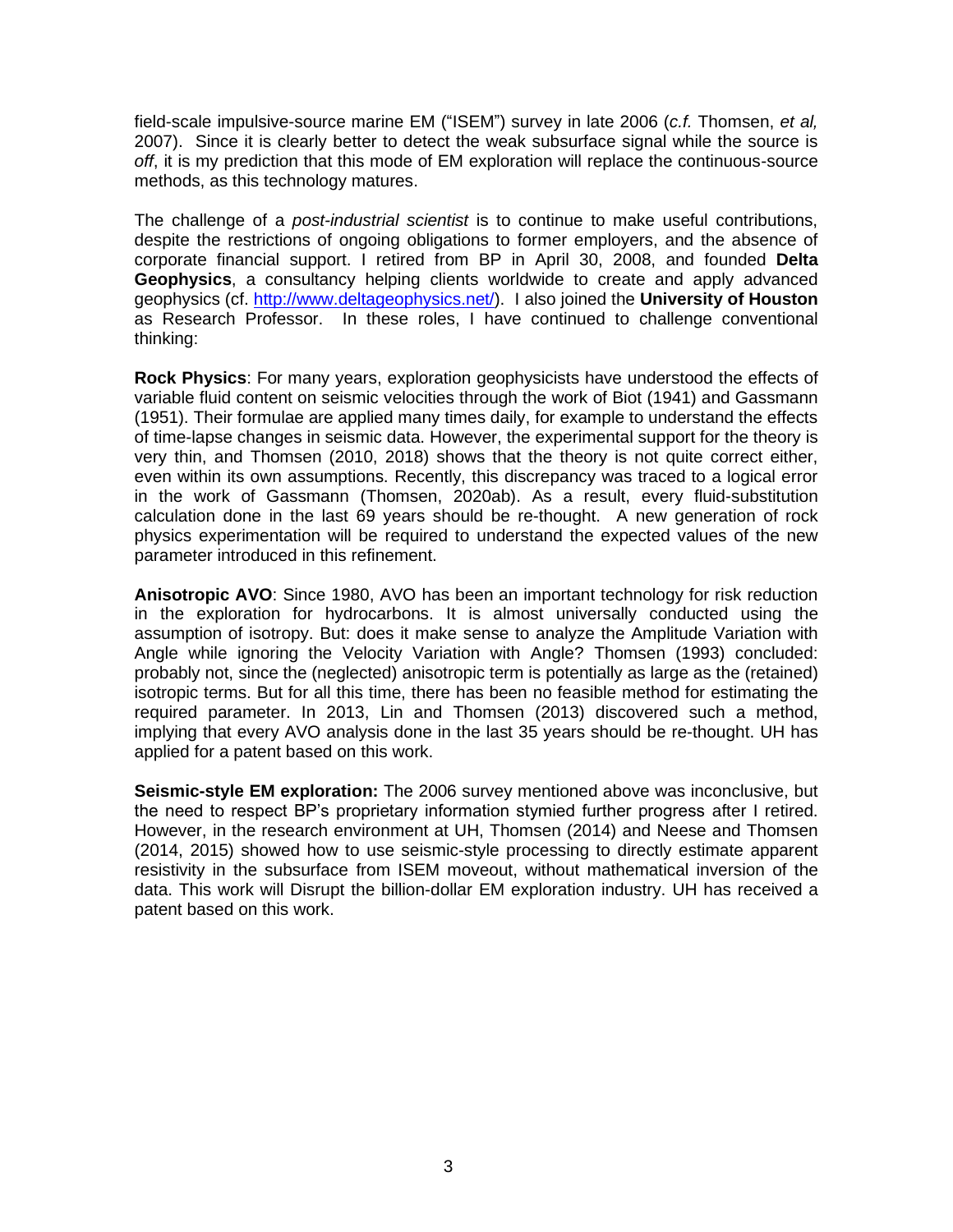field-scale impulsive-source marine EM ("ISEM") survey in late 2006 (*c.f.* Thomsen, *et al,* 2007). Since it is clearly better to detect the weak subsurface signal while the source is *off*, it is my prediction that this mode of EM exploration will replace the continuous-source methods, as this technology matures.

The challenge of a *post-industrial scientist* is to continue to make useful contributions, despite the restrictions of ongoing obligations to former employers, and the absence of corporate financial support. I retired from BP in April 30, 2008, and founded **Delta Geophysics**, a consultancy helping clients worldwide to create and apply advanced geophysics (cf. [http://www.deltageophysics.net/](http://www.deltageophysics.net/)). I also joined the **University of Houston** as Research Professor. In these roles, I have continued to challenge conventional thinking:

**Rock Physics**: For many years, exploration geophysicists have understood the effects of variable fluid content on seismic velocities through the work of Biot (1941) and Gassmann (1951). Their formulae are applied many times daily, for example to understand the effects of time-lapse changes in seismic data. However, the experimental support for the theory is very thin, and Thomsen (2010, 2018) shows that the theory is not quite correct either, even within its own assumptions. Recently, this discrepancy was traced to a logical error in the work of Gassmann (Thomsen, 2020ab). As a result, every fluid-substitution calculation done in the last 69 years should be re-thought. A new generation of rock physics experimentation will be required to understand the expected values of the new parameter introduced in this refinement.

**Anisotropic AVO**: Since 1980, AVO has been an important technology for risk reduction in the exploration for hydrocarbons. It is almost universally conducted using the assumption of isotropy. But: does it make sense to analyze the Amplitude Variation with Angle while ignoring the Velocity Variation with Angle? Thomsen (1993) concluded: probably not, since the (neglected) anisotropic term is potentially as large as the (retained) isotropic terms. But for all this time, there has been no feasible method for estimating the required parameter. In 2013, Lin and Thomsen (2013) discovered such a method, implying that every AVO analysis done in the last 35 years should be re-thought. UH has applied for a patent based on this work.

**Seismic-style EM exploration:** The 2006 survey mentioned above was inconclusive, but the need to respect BP's proprietary information stymied further progress after I retired. However, in the research environment at UH, Thomsen (2014) and Neese and Thomsen (2014, 2015) showed how to use seismic-style processing to directly estimate apparent resistivity in the subsurface from ISEM moveout, without mathematical inversion of the data. This work will Disrupt the billion-dollar EM exploration industry. UH has received a patent based on this work.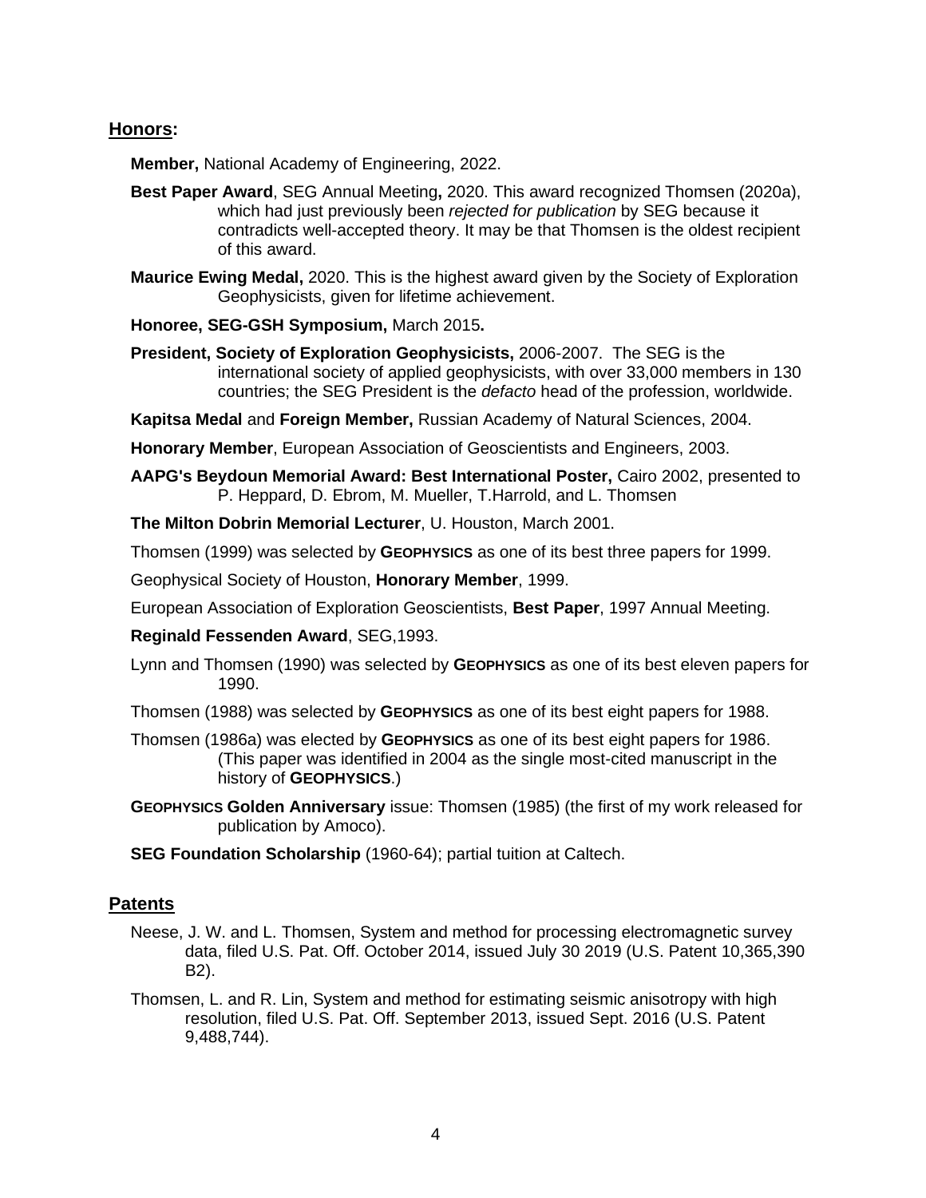## Honors:

**Member,** National Academy of Engineering, 2022.

**Best Paper Award**, SEG Annual Meeting**,** 2020. This award recognized Thomsen (2020a), which had just previously been *rejected for publication* by SEG because it contradicts well-accepted theory. It may be that Thomsen is the oldest recipient of this award.

**Maurice Ewing Medal,** 2020. This is the highest award given by the Society of Exploration Geophysicists, given for lifetime achievement.

**Honoree, SEG-GSH Symposium,** March 2015**.**

**President, Society of Exploration Geophysicists,** 2006-2007. The SEG is the international society of applied geophysicists, with over 33,000 members in 130 countries; the SEG President is the *defacto* head of the profession, worldwide.

**Kapitsa Medal** and **Foreign Member,** Russian Academy of Natural Sciences, 2004.

**Honorary Member**, European Association of Geoscientists and Engineers, 2003.

**AAPG's Beydoun Memorial Award: Best International Poster,** Cairo 2002, presented to P. Heppard, D. Ebrom, M. Mueller, T.Harrold, and L. Thomsen

**The Milton Dobrin Memorial Lecturer**, U. Houston, March 2001.

Thomsen (1999) was selected by **GEOPHYSICS** as one of its best three papers for 1999.

Geophysical Society of Houston, **Honorary Member**, 1999.

European Association of Exploration Geoscientists, **Best Paper**, 1997 Annual Meeting.

**Reginald Fessenden Award**, SEG,1993.

Lynn and Thomsen (1990) was selected by **GEOPHYSICS** as one of its best eleven papers for 1990.

Thomsen (1988) was selected by **GEOPHYSICS** as one of its best eight papers for 1988.

Thomsen (1986a) was elected by **GEOPHYSICS** as one of its best eight papers for 1986. (This paper was identified in 2004 as the single most-cited manuscript in the history of **GEOPHYSICS**.)

**GEOPHYSICS Golden Anniversary** issue: Thomsen (1985) (the first of my work released for publication by Amoco).

**SEG Foundation Scholarship** (1960-64); partial tuition at Caltech.

## Patents

Neese, J. W. and L. Thomsen, System and method for processing electromagnetic survey data, filed U.S. Pat. Off. October 2014, issued July 30 2019 (U.S. Patent 10,365,390 B2).

Thomsen, L. and R. Lin, System and method for estimating seismic anisotropy with high resolution, filed U.S. Pat. Off. September 2013, issued Sept. 2016 (U.S. Patent 9,488,744).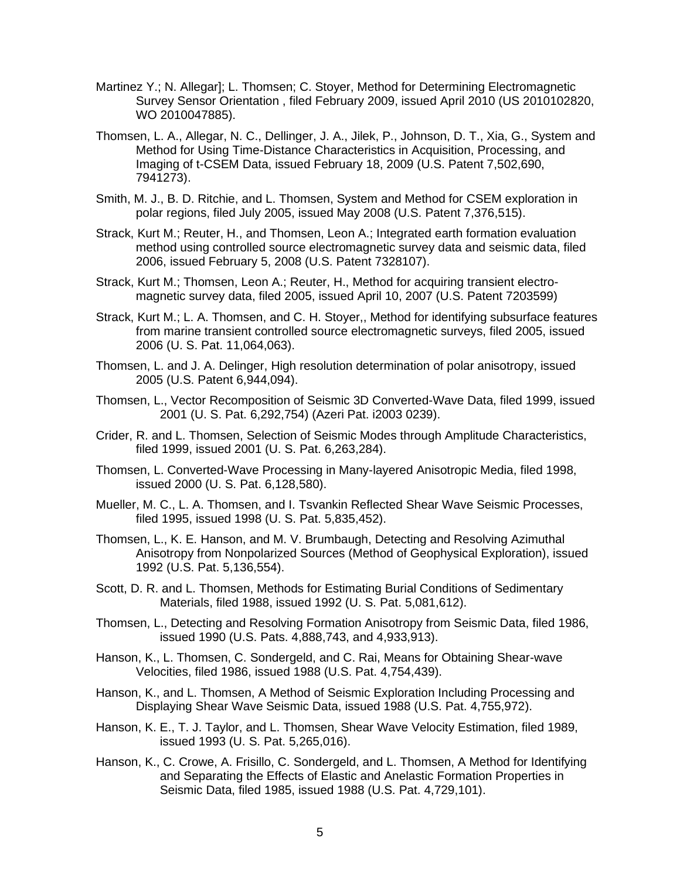Martinez Y.; N. Allegar]; L. Thomsen; C. Stoyer, Method for Determining Electromagnetic Survey Sensor Orientation , filed February 2009, issued April 2010 (US 2010102820, WO 2010047885).

Thomsen, L. A., Allegar, N. C., Dellinger, J. A., Jilek, P., Johnson, D. T., Xia, G., System and Method for Using Time-Distance Characteristics in Acquisition, Processing, and Imaging of t-CSEM Data, issued February 18, 2009 (U.S. Patent 7,502,690, 7941273).

Smith, M. J., B. D. Ritchie, and L. Thomsen, System and Method for CSEM exploration in polar regions, filed July 2005, issued May 2008 (U.S. Patent 7,376,515).

Strack, Kurt M.; Reuter, H., and Thomsen, Leon A.; Integrated earth formation evaluation method using controlled source electromagnetic survey data and seismic data, filed 2006, issued February 5, 2008 (U.S. Patent 7328107).

Strack, Kurt M.; Thomsen, Leon A.; Reuter, H., Method for acquiring transient electro-magnetic survey data, filed 2005, issued April 10, 2007 (U.S. Patent 7203599)

Strack, Kurt M.; L. A. Thomsen, and C. H. Stoyer,, Method for identifying subsurface features from marine transient controlled source electromagnetic surveys, filed 2005, issued 2006 (U. S. Pat. 11,064,063).

Thomsen, L. and J. A. Delinger, High resolution determination of polar anisotropy, issued 2005 (U.S. Patent 6,944,094).

Thomsen, L., Vector Recomposition of Seismic 3D Converted-Wave Data, filed 1999, issued 2001 (U. S. Pat. 6,292,754) (Azeri Pat. i2003 0239).

Crider, R. and L. Thomsen, Selection of Seismic Modes through Amplitude Characteristics, filed 1999, issued 2001 (U. S. Pat. 6,263,284).

Thomsen, L. Converted-Wave Processing in Many-layered Anisotropic Media, filed 1998, issued 2000 (U. S. Pat. 6,128,580).

Mueller, M. C., L. A. Thomsen, and I. Tsvankin Reflected Shear Wave Seismic Processes, filed 1995, issued 1998 (U. S. Pat. 5,835,452).

Thomsen, L., K. E. Hanson, and M. V. Brumbaugh, Detecting and Resolving Azimuthal Anisotropy from Nonpolarized Sources (Method of Geophysical Exploration), issued 1992 (U.S. Pat. 5,136,554).

Scott, D. R. and L. Thomsen, Methods for Estimating Burial Conditions of Sedimentary Materials, filed 1988, issued 1992 (U. S. Pat. 5,081,612).

Thomsen, L., Detecting and Resolving Formation Anisotropy from Seismic Data, filed 1986, issued 1990 (U.S. Pats. 4,888,743, and 4,933,913).

Hanson, K., L. Thomsen, C. Sondergeld, and C. Rai, Means for Obtaining Shear-wave Velocities, filed 1986, issued 1988 (U.S. Pat. 4,754,439).

Hanson, K., and L. Thomsen, A Method of Seismic Exploration Including Processing and Displaying Shear Wave Seismic Data, issued 1988 (U.S. Pat. 4,755,972).

Hanson, K. E., T. J. Taylor, and L. Thomsen, Shear Wave Velocity Estimation, filed 1989, issued 1993 (U. S. Pat. 5,265,016).

Hanson, K., C. Crowe, A. Frisillo, C. Sondergeld, and L. Thomsen, A Method for Identifying and Separating the Effects of Elastic and Anelastic Formation Properties in Seismic Data, filed 1985, issued 1988 (U.S. Pat. 4,729,101).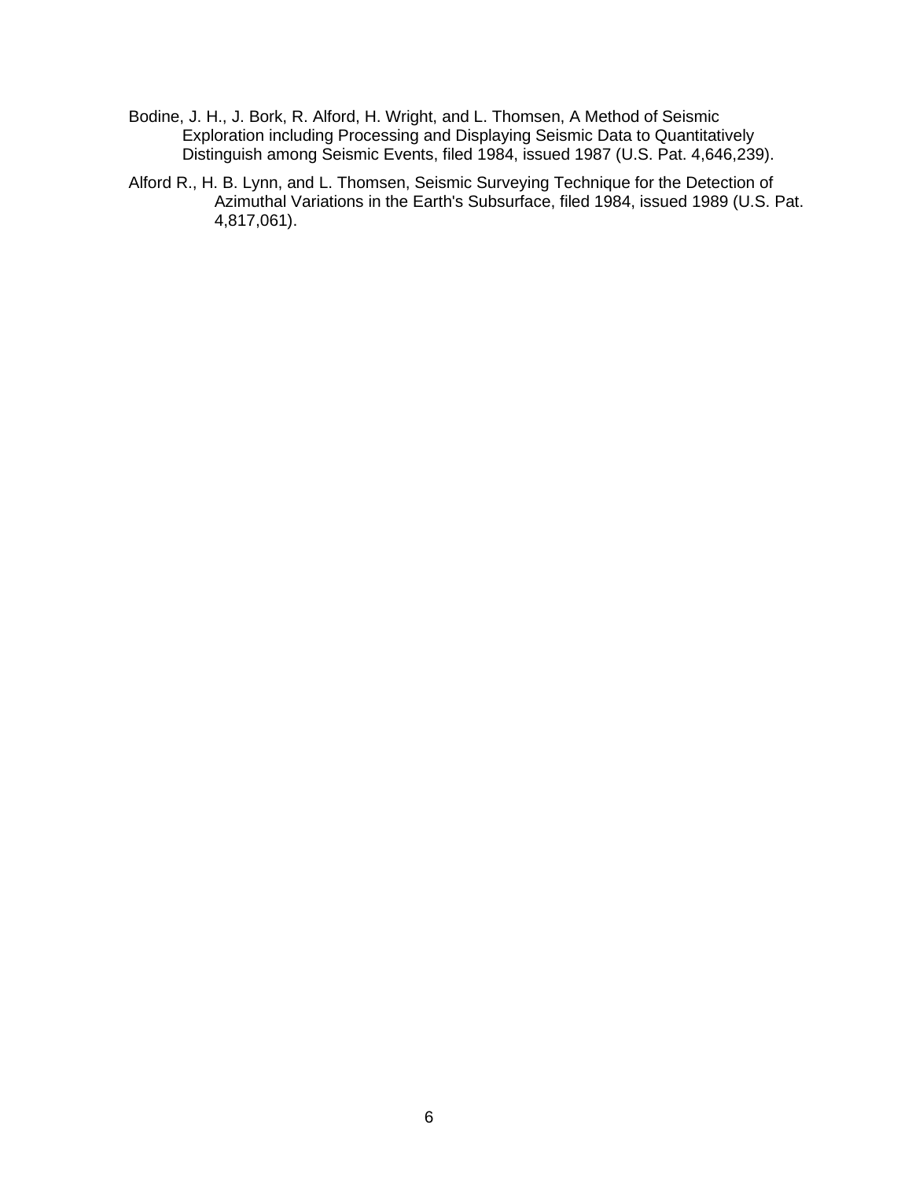Bodine, J. H., J. Bork, R. Alford, H. Wright, and L. Thomsen, A Method of Seismic Exploration including Processing and Displaying Seismic Data to Quantitatively Distinguish among Seismic Events, filed 1984, issued 1987 (U.S. Pat. 4,646,239).

Alford R., H. B. Lynn, and L. Thomsen, Seismic Surveying Technique for the Detection of Azimuthal Variations in the Earth's Subsurface, filed 1984, issued 1989 (U.S. Pat. 4,817,061).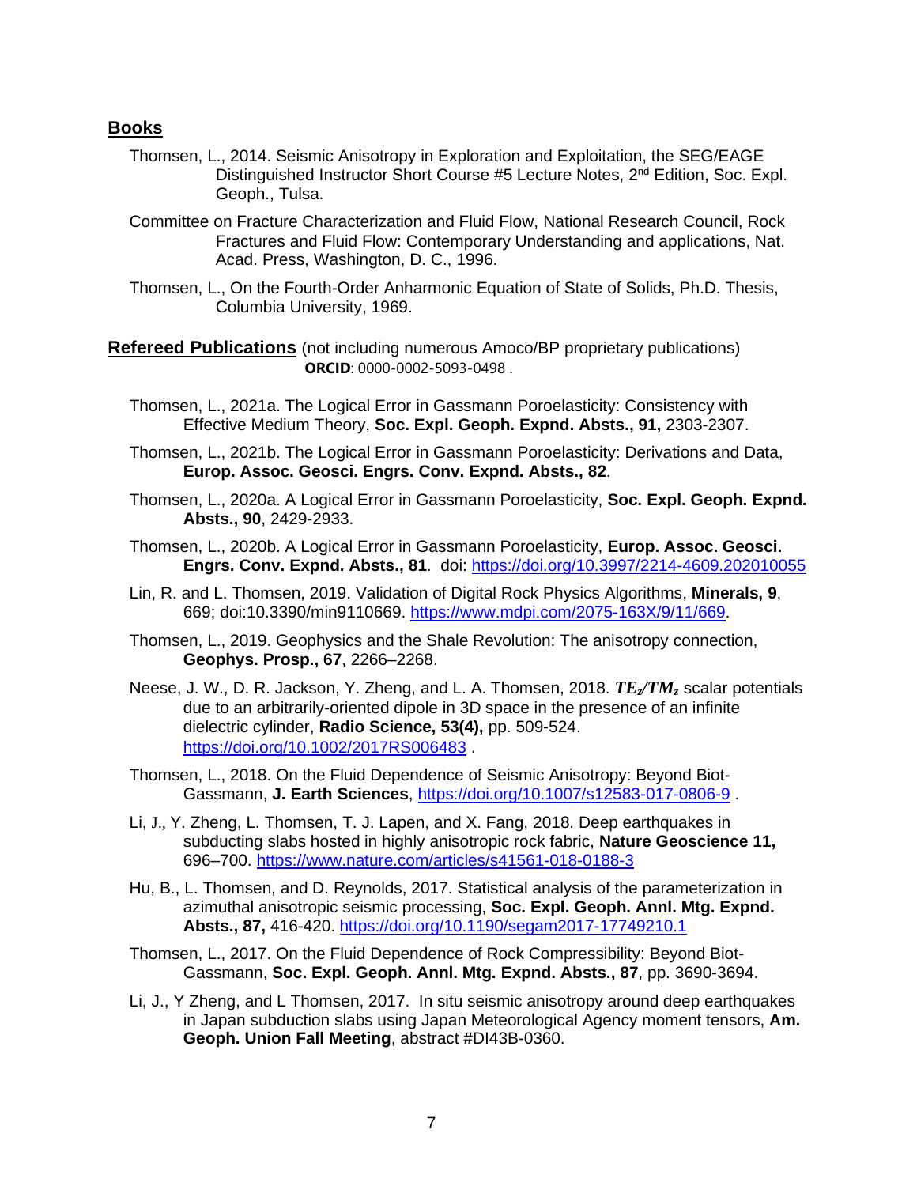## Books

Thomsen, L., 2014. Seismic Anisotropy in Exploration and Exploitation, the SEG/EAGE Distinguished Instructor Short Course #5 Lecture Notes, 2nd Edition, Soc. Expl. Geoph., Tulsa.

Committee on Fracture Characterization and Fluid Flow, National Research Council, Rock Fractures and Fluid Flow: Contemporary Understanding and applications, Nat. Acad. Press, Washington, D. C., 1996.

Thomsen, L., On the Fourth-Order Anharmonic Equation of State of Solids, Ph.D. Thesis, Columbia University, 1969.

## Refereed Publications (not including numerous Amoco/BP proprietary publications)

**ORCID**: 0000-0002-5093-0498 .

Thomsen, L., 2021a. The Logical Error in Gassmann Poroelasticity: Consistency with Effective Medium Theory, **Soc. Expl. Geoph. Expnd. Absts., 91,** 2303-2307.

Thomsen, L., 2021b. The Logical Error in Gassmann Poroelasticity: Derivations and Data, **Europ. Assoc. Geosci. Engrs. Conv. Expnd. Absts., 82**.

Thomsen, L., 2020a. A Logical Error in Gassmann Poroelasticity, **Soc. Expl. Geoph. Expnd. Absts., 90**, 2429-2933.

Thomsen, L., 2020b. A Logical Error in Gassmann Poroelasticity, **Europ. Assoc. Geosci. Engrs. Conv. Expnd. Absts., 81**. doi: https://doi.org/10.3997/2214-4609.202010055

Lin, R. and L. Thomsen, 2019. Validation of Digital Rock Physics Algorithms, **Minerals, 9**, 669; doi:10.3390/min9110669. https://www.mdpi.com/2075-163X/9/11/669.

Thomsen, L., 2019. Geophysics and the Shale Revolution: The anisotropy connection, **Geophys. Prosp., 67**, 2266–2268.

Neese, J. W., D. R. Jackson, Y. Zheng, and L. A. Thomsen, 2018. $TE_z/TM_z$ scalar potentials due to an arbitrarily-oriented dipole in 3D space in the presence of an infinite dielectric cylinder, **Radio Science, 53(4),** pp. 509-524. https://doi.org/10.1002/2017RS006483 .

Thomsen, L., 2018. On the Fluid Dependence of Seismic Anisotropy: Beyond Biot-Gassmann, **J. Earth Sciences**, https://doi.org/10.1007/s12583-017-0806-9 .

Li, J., Y. Zheng, L. Thomsen, T. J. Lapen, and X. Fang, 2018. Deep earthquakes in subducting slabs hosted in highly anisotropic rock fabric, **Nature Geoscience 11,** 696–700. https://www.nature.com/articles/s41561-018-0188-3

Hu, B., L. Thomsen, and D. Reynolds, 2017. Statistical analysis of the parameterization in azimuthal anisotropic seismic processing, **Soc. Expl. Geoph. Annl. Mtg. Expnd. Absts., 87,** 416-420. https://doi.org/10.1190/segam2017-17749210.1

Thomsen, L., 2017. On the Fluid Dependence of Rock Compressibility: Beyond Biot-Gassmann, **Soc. Expl. Geoph. Annl. Mtg. Expnd. Absts., 87**, pp. 3690-3694.

Li, J., Y Zheng, and L Thomsen, 2017. In situ seismic anisotropy around deep earthquakes in Japan subduction slabs using Japan Meteorological Agency moment tensors, **Am. Geoph. Union Fall Meeting**, abstract #DI43B-0360.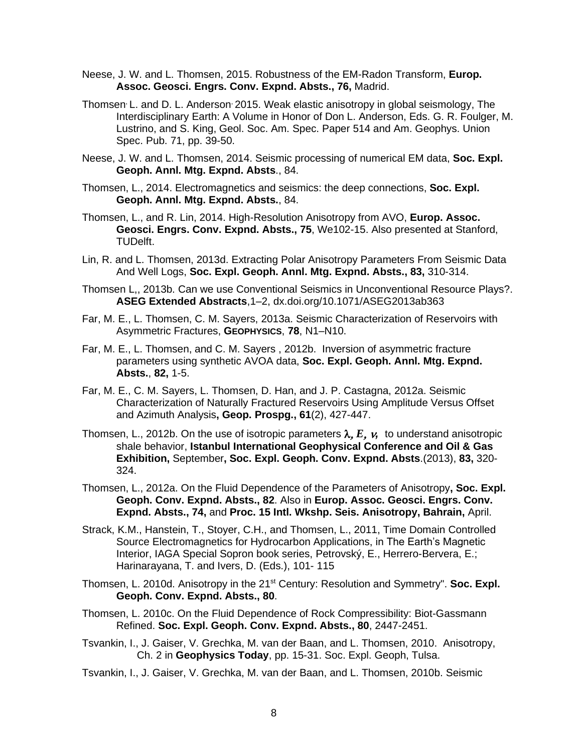Neese, J. W. and L. Thomsen, 2015. Robustness of the EM-Radon Transform, **Europ. Assoc. Geosci. Engrs. Conv. Expnd. Absts., 76,** Madrid.

Thomsen, L. and D. L. Anderson, 2015. Weak elastic anisotropy in global seismology, The Interdisciplinary Earth: A Volume in Honor of Don L. Anderson, Eds. G. R. Foulger, M. Lustrino, and S. King, Geol. Soc. Am. Spec. Paper 514 and Am. Geophys. Union Spec. Pub. 71, pp. 39-50.

Neese, J. W. and L. Thomsen, 2014. Seismic processing of numerical EM data, **Soc. Expl. Geoph. Annl. Mtg. Expnd. Absts**., 84.

Thomsen, L., 2014. Electromagnetics and seismics: the deep connections, **Soc. Expl. Geoph. Annl. Mtg. Expnd. Absts.**, 84.

Thomsen, L., and R. Lin, 2014. High-Resolution Anisotropy from AVO, **Europ. Assoc. Geosci. Engrs. Conv. Expnd. Absts., 75**, We102-15. Also presented at Stanford, TUDelft.

Lin, R. and L. Thomsen, 2013d. Extracting Polar Anisotropy Parameters From Seismic Data And Well Logs, **Soc. Expl. Geoph. Annl. Mtg. Expnd. Absts., 83,** 310-314.

Thomsen L,, 2013b. Can we use Conventional Seismics in Unconventional Resource Plays?. **ASEG Extended Abstracts**,1–2, dx.doi.org/10.1071/ASEG2013ab363

Far, M. E., L. Thomsen, C. M. Sayers, 2013a. Seismic Characterization of Reservoirs with Asymmetric Fractures, **GEOPHYSICS**, **78**, N1–N10.

Far, M. E., L. Thomsen, and C. M. Sayers , 2012b. Inversion of asymmetric fracture parameters using synthetic AVOA data, **Soc. Expl. Geoph. Annl. Mtg. Expnd. Absts.**, **82,** 1-5.

Far, M. E., C. M. Sayers, L. Thomsen, D. Han, and J. P. Castagna, 2012a. Seismic Characterization of Naturally Fractured Reservoirs Using Amplitude Versus Offset and Azimuth Analysis**, Geop. Prospg., 61**(2), 427-447.

Thomsen, L., 2012b. On the use of isotropic parameters $\lambda, E, \nu,$ to understand anisotropic shale behavior, **Istanbul International Geophysical Conference and Oil & Gas Exhibition,** September**, Soc. Expl. Geoph. Conv. Expnd. Absts**.(2013), **83,** 320-324.

Thomsen, L., 2012a. On the Fluid Dependence of the Parameters of Anisotropy**, Soc. Expl. Geoph. Conv. Expnd. Absts., 82**. Also in **Europ. Assoc. Geosci. Engrs. Conv. Expnd. Absts., 74,** and **Proc. 15 Intl. Wkshp. Seis. Anisotropy, Bahrain,** April.

Strack, K.M., Hanstein, T., Stoyer, C.H., and Thomsen, L., 2011, Time Domain Controlled Source Electromagnetics for Hydrocarbon Applications, in The Earth's Magnetic Interior, IAGA Special Sopron book series, Petrovský, E., Herrero-Bervera, E.; Harinarayana, T. and Ivers, D. (Eds.), 101- 115

Thomsen, L. 2010d. Anisotropy in the 21st Century: Resolution and Symmetry". **Soc. Expl. Geoph. Conv. Expnd. Absts., 80**.

Thomsen, L. 2010c. On the Fluid Dependence of Rock Compressibility: Biot-Gassmann Refined. **Soc. Expl. Geoph. Conv. Expnd. Absts., 80**, 2447-2451.

Tsvankin, I., J. Gaiser, V. Grechka, M. van der Baan, and L. Thomsen, 2010. Anisotropy, Ch. 2 in **Geophysics Today**, pp. 15-31. Soc. Expl. Geoph, Tulsa.

Tsvankin, I., J. Gaiser, V. Grechka, M. van der Baan, and L. Thomsen, 2010b. Seismic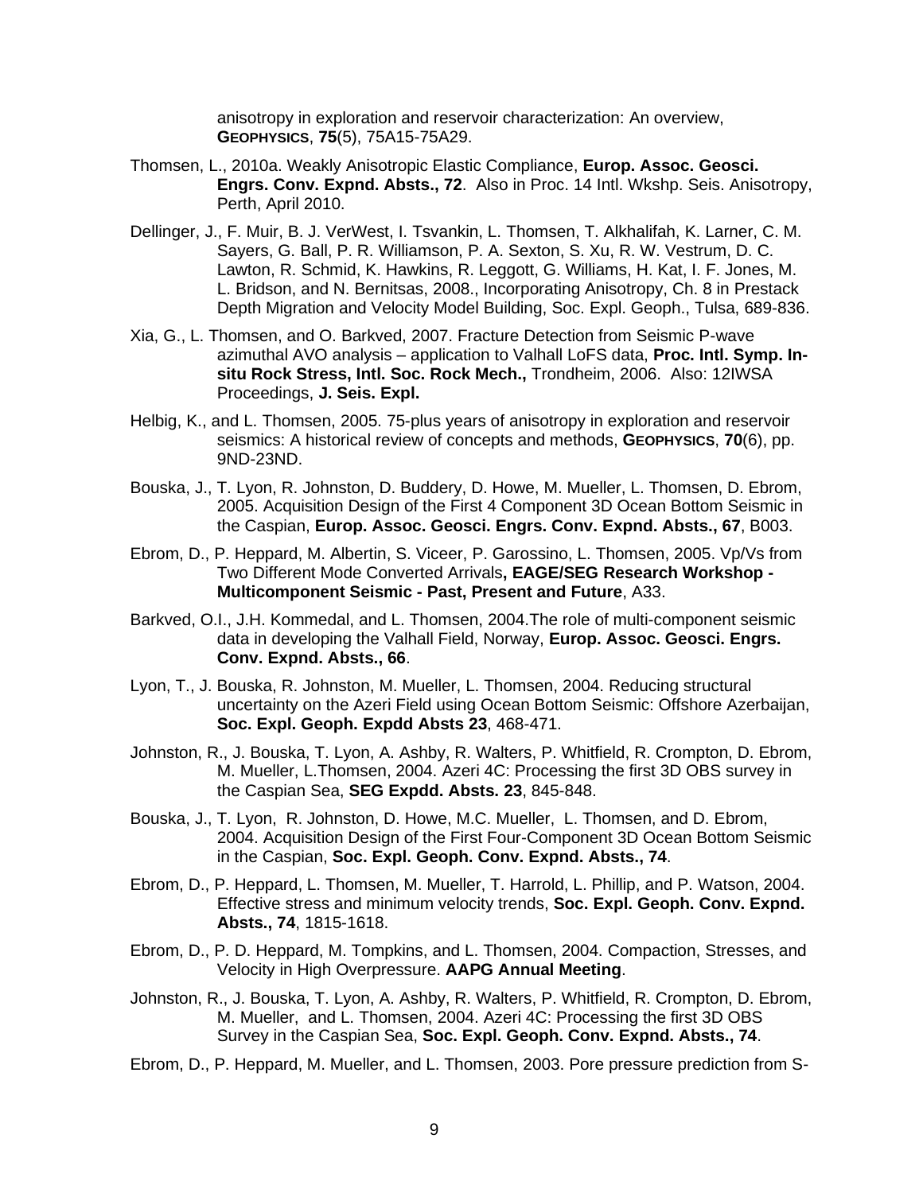anisotropy in exploration and reservoir characterization: An overview, **GEOPHYSICS**, **75**(5), 75A15-75A29.

Thomsen, L., 2010a. Weakly Anisotropic Elastic Compliance, **Europ. Assoc. Geosci. Engrs. Conv. Expnd. Absts., 72**. Also in Proc. 14 Intl. Wkshp. Seis. Anisotropy, Perth, April 2010.

Dellinger, J., F. Muir, B. J. VerWest, I. Tsvankin, L. Thomsen, T. Alkhalifah, K. Larner, C. M. Sayers, G. Ball, P. R. Williamson, P. A. Sexton, S. Xu, R. W. Vestrum, D. C. Lawton, R. Schmid, K. Hawkins, R. Leggott, G. Williams, H. Kat, I. F. Jones, M. L. Bridson, and N. Bernitsas, 2008., Incorporating Anisotropy, Ch. 8 in Prestack Depth Migration and Velocity Model Building, Soc. Expl. Geoph., Tulsa, 689-836.

Xia, G., L. Thomsen, and O. Barkved, 2007. Fracture Detection from Seismic P-wave azimuthal AVO analysis – application to Valhall LoFS data, **Proc. Intl. Symp. In-situ Rock Stress, Intl. Soc. Rock Mech.,** Trondheim, 2006. Also: 12IWSA Proceedings, **J. Seis. Expl.**

Helbig, K., and L. Thomsen, 2005. 75-plus years of anisotropy in exploration and reservoir seismics: A historical review of concepts and methods, **GEOPHYSICS**, **70**(6), pp. 9ND-23ND.

Bouska, J., T. Lyon, R. Johnston, D. Buddery, D. Howe, M. Mueller, L. Thomsen, D. Ebrom, 2005. Acquisition Design of the First 4 Component 3D Ocean Bottom Seismic in the Caspian, **Europ. Assoc. Geosci. Engrs. Conv. Expnd. Absts., 67**, B003.

Ebrom, D., P. Heppard, M. Albertin, S. Viceer, P. Garossino, L. Thomsen, 2005. Vp/Vs from Two Different Mode Converted Arrivals**, EAGE/SEG Research Workshop - Multicomponent Seismic - Past, Present and Future**, A33.

Barkved, O.I., J.H. Kommedal, and L. Thomsen, 2004.The role of multi-component seismic data in developing the Valhall Field, Norway, **Europ. Assoc. Geosci. Engrs. Conv. Expnd. Absts., 66**.

Lyon, T., J. Bouska, R. Johnston, M. Mueller, L. Thomsen, 2004. Reducing structural uncertainty on the Azeri Field using Ocean Bottom Seismic: Offshore Azerbaijan, **Soc. Expl. Geoph. Expdd Absts 23**, 468-471.

Johnston, R., J. Bouska, T. Lyon, A. Ashby, R. Walters, P. Whitfield, R. Crompton, D. Ebrom, M. Mueller, L.Thomsen, 2004. Azeri 4C: Processing the first 3D OBS survey in the Caspian Sea, **SEG Expdd. Absts. 23**, 845-848.

Bouska, J., T. Lyon, R. Johnston, D. Howe, M.C. Mueller, L. Thomsen, and D. Ebrom, 2004. Acquisition Design of the First Four-Component 3D Ocean Bottom Seismic in the Caspian, **Soc. Expl. Geoph. Conv. Expnd. Absts., 74**.

Ebrom, D., P. Heppard, L. Thomsen, M. Mueller, T. Harrold, L. Phillip, and P. Watson, 2004. Effective stress and minimum velocity trends, **Soc. Expl. Geoph. Conv. Expnd. Absts., 74**, 1815-1618.

Ebrom, D., P. D. Heppard, M. Tompkins, and L. Thomsen, 2004. Compaction, Stresses, and Velocity in High Overpressure. **AAPG Annual Meeting**.

Johnston, R., J. Bouska, T. Lyon, A. Ashby, R. Walters, P. Whitfield, R. Crompton, D. Ebrom, M. Mueller, and L. Thomsen, 2004. Azeri 4C: Processing the first 3D OBS Survey in the Caspian Sea, **Soc. Expl. Geoph. Conv. Expnd. Absts., 74**.

Ebrom, D., P. Heppard, M. Mueller, and L. Thomsen, 2003. Pore pressure prediction from S-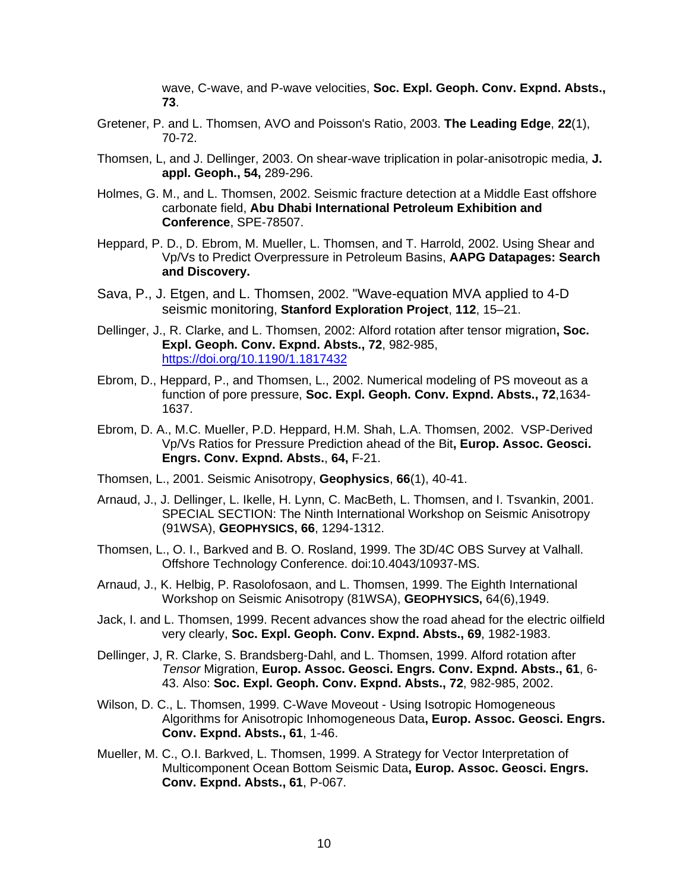wave, C-wave, and P-wave velocities, **Soc. Expl. Geoph. Conv. Expnd. Absts., 73**.

Gretener, P. and L. Thomsen, AVO and Poisson's Ratio, 2003. **The Leading Edge**, **22**(1), 70-72.

Thomsen, L, and J. Dellinger, 2003. On shear-wave triplication in polar-anisotropic media, **J. appl. Geoph., 54,** 289-296.

Holmes, G. M., and L. Thomsen, 2002. Seismic fracture detection at a Middle East offshore carbonate field, **Abu Dhabi International Petroleum Exhibition and Conference**, SPE-78507.

Heppard, P. D., D. Ebrom, M. Mueller, L. Thomsen, and T. Harrold, 2002. Using Shear and Vp/Vs to Predict Overpressure in Petroleum Basins, **AAPG Datapages: Search and Discovery.**

Sava, P., J. Etgen, and L. Thomsen, 2002. "Wave-equation MVA applied to 4-D seismic monitoring, **Stanford Exploration Project**, **112**, 15–21.

Dellinger, J., R. Clarke, and L. Thomsen, 2002: Alford rotation after tensor migration**, Soc. Expl. Geoph. Conv. Expnd. Absts., 72**, 982-985, https://doi.org/10.1190/1.1817432

Ebrom, D., Heppard, P., and Thomsen, L., 2002. Numerical modeling of PS moveout as a function of pore pressure, **Soc. Expl. Geoph. Conv. Expnd. Absts., 72**,1634-1637.

Ebrom, D. A., M.C. Mueller, P.D. Heppard, H.M. Shah, L.A. Thomsen, 2002. VSP-Derived Vp/Vs Ratios for Pressure Prediction ahead of the Bit**, Europ. Assoc. Geosci. Engrs. Conv. Expnd. Absts.**, **64,** F-21.

Thomsen, L., 2001. Seismic Anisotropy, **Geophysics**, **66**(1), 40-41.

Arnaud, J., J. Dellinger, L. Ikelle, H. Lynn, C. MacBeth, L. Thomsen, and I. Tsvankin, 2001. SPECIAL SECTION: The Ninth International Workshop on Seismic Anisotropy (91WSA), **GEOPHYSICS, 66**, 1294-1312.

Thomsen, L., O. I., Barkved and B. O. Rosland, 1999. The 3D/4C OBS Survey at Valhall. Offshore Technology Conference. doi:10.4043/10937-MS.

Arnaud, J., K. Helbig, P. Rasolofosaon, and L. Thomsen, 1999. The Eighth International Workshop on Seismic Anisotropy (81WSA), **GEOPHYSICS,** 64(6),1949.

Jack, I. and L. Thomsen, 1999. Recent advances show the road ahead for the electric oilfield very clearly, **Soc. Expl. Geoph. Conv. Expnd. Absts., 69**, 1982-1983.

Dellinger, J, R. Clarke, S. Brandsberg-Dahl, and L. Thomsen, 1999. Alford rotation after *Tensor* Migration, **Europ. Assoc. Geosci. Engrs. Conv. Expnd. Absts., 61**, 6-43. Also: **Soc. Expl. Geoph. Conv. Expnd. Absts., 72**, 982-985, 2002.

Wilson, D. C., L. Thomsen, 1999. C-Wave Moveout - Using Isotropic Homogeneous Algorithms for Anisotropic Inhomogeneous Data**, Europ. Assoc. Geosci. Engrs. Conv. Expnd. Absts., 61**, 1-46.

Mueller, M. C., O.I. Barkved, L. Thomsen, 1999. A Strategy for Vector Interpretation of Multicomponent Ocean Bottom Seismic Data**, Europ. Assoc. Geosci. Engrs. Conv. Expnd. Absts., 61**, P-067.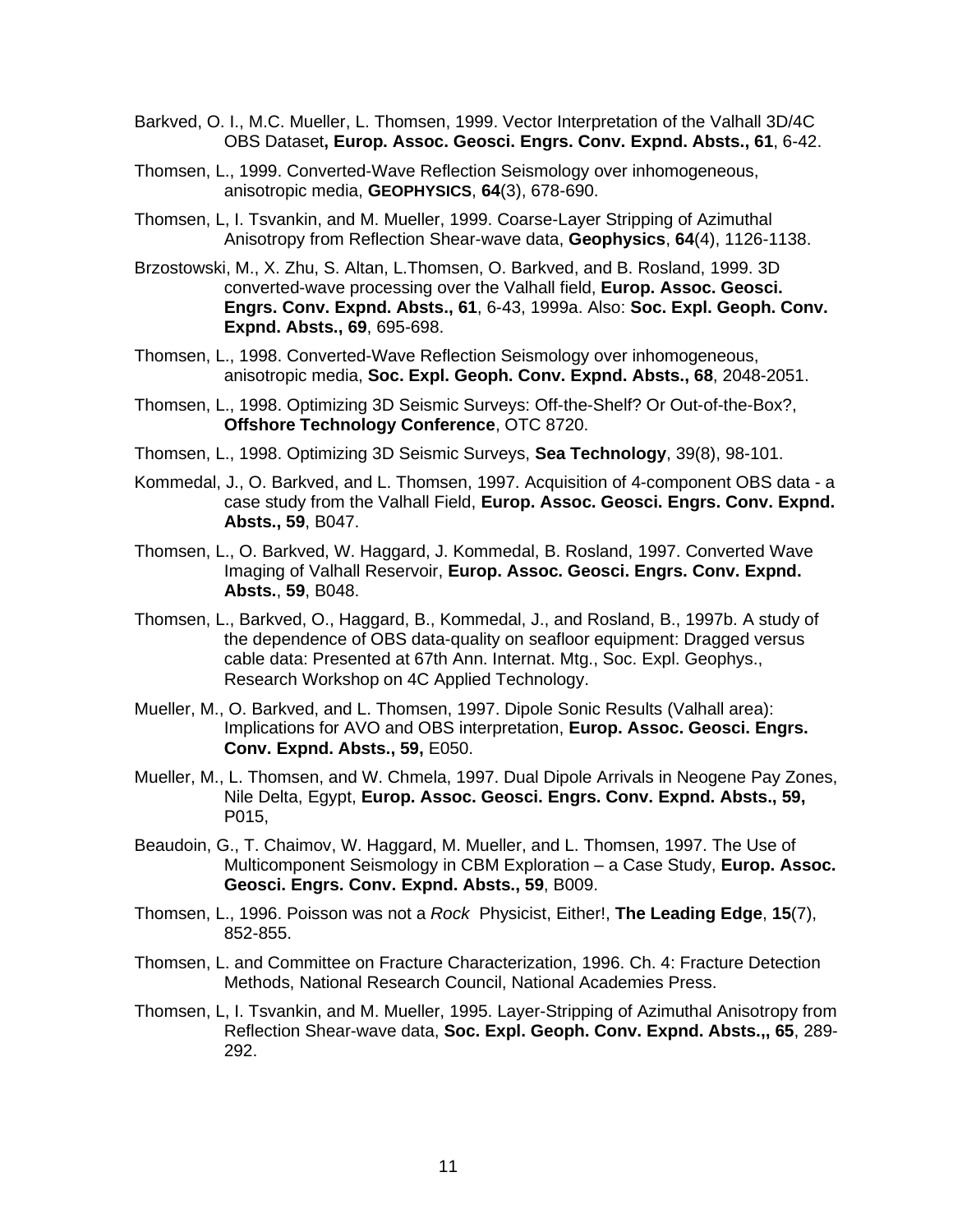Barkved, O. I., M.C. Mueller, L. Thomsen, 1999. Vector Interpretation of the Valhall 3D/4C OBS Dataset**, Europ. Assoc. Geosci. Engrs. Conv. Expnd. Absts., 61**, 6-42.

Thomsen, L., 1999. Converted-Wave Reflection Seismology over inhomogeneous, anisotropic media, **GEOPHYSICS**, **64**(3), 678-690.

Thomsen, L, I. Tsvankin, and M. Mueller, 1999. Coarse-Layer Stripping of Azimuthal Anisotropy from Reflection Shear-wave data, **Geophysics**, **64**(4), 1126-1138.

Brzostowski, M., X. Zhu, S. Altan, L.Thomsen, O. Barkved, and B. Rosland, 1999. 3D converted-wave processing over the Valhall field, **Europ. Assoc. Geosci. Engrs. Conv. Expnd. Absts., 61**, 6-43, 1999a. Also: **Soc. Expl. Geoph. Conv. Expnd. Absts., 69**, 695-698.

Thomsen, L., 1998. Converted-Wave Reflection Seismology over inhomogeneous, anisotropic media, **Soc. Expl. Geoph. Conv. Expnd. Absts., 68**, 2048-2051.

Thomsen, L., 1998. Optimizing 3D Seismic Surveys: Off-the-Shelf? Or Out-of-the-Box?, **Offshore Technology Conference**, OTC 8720.

Thomsen, L., 1998. Optimizing 3D Seismic Surveys, **Sea Technology**, 39(8), 98-101.

Kommedal, J., O. Barkved, and L. Thomsen, 1997. Acquisition of 4-component OBS data - a case study from the Valhall Field, **Europ. Assoc. Geosci. Engrs. Conv. Expnd. Absts., 59**, B047.

Thomsen, L., O. Barkved, W. Haggard, J. Kommedal, B. Rosland, 1997. Converted Wave Imaging of Valhall Reservoir, **Europ. Assoc. Geosci. Engrs. Conv. Expnd. Absts.**, **59**, B048.

Thomsen, L., Barkved, O., Haggard, B., Kommedal, J., and Rosland, B., 1997b. A study of the dependence of OBS data-quality on seafloor equipment: Dragged versus cable data: Presented at 67th Ann. Internat. Mtg., Soc. Expl. Geophys., Research Workshop on 4C Applied Technology.

Mueller, M., O. Barkved, and L. Thomsen, 1997. Dipole Sonic Results (Valhall area): Implications for AVO and OBS interpretation, **Europ. Assoc. Geosci. Engrs. Conv. Expnd. Absts., 59,** E050.

Mueller, M., L. Thomsen, and W. Chmela, 1997. Dual Dipole Arrivals in Neogene Pay Zones, Nile Delta, Egypt, **Europ. Assoc. Geosci. Engrs. Conv. Expnd. Absts., 59,** P015,

Beaudoin, G., T. Chaimov, W. Haggard, M. Mueller, and L. Thomsen, 1997. The Use of Multicomponent Seismology in CBM Exploration – a Case Study, **Europ. Assoc. Geosci. Engrs. Conv. Expnd. Absts., 59**, B009.

Thomsen, L., 1996. Poisson was not a *Rock* Physicist, Either!, **The Leading Edge**, **15**(7), 852-855.

Thomsen, L. and Committee on Fracture Characterization, 1996. Ch. 4: Fracture Detection Methods, National Research Council, National Academies Press.

Thomsen, L, I. Tsvankin, and M. Mueller, 1995. Layer-Stripping of Azimuthal Anisotropy from Reflection Shear-wave data, **Soc. Expl. Geoph. Conv. Expnd. Absts.,, 65**, 289-292.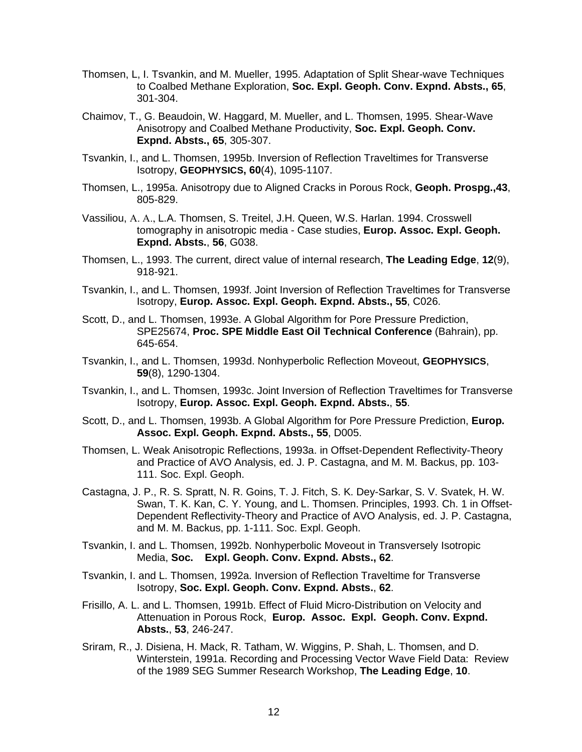Thomsen, L, I. Tsvankin, and M. Mueller, 1995. Adaptation of Split Shear-wave Techniques to Coalbed Methane Exploration, **Soc. Expl. Geoph. Conv. Expnd. Absts., 65**, 301-304.

Chaimov, T., G. Beaudoin, W. Haggard, M. Mueller, and L. Thomsen, 1995. Shear-Wave Anisotropy and Coalbed Methane Productivity, **Soc. Expl. Geoph. Conv. Expnd. Absts., 65**, 305-307.

Tsvankin, I., and L. Thomsen, 1995b. Inversion of Reflection Traveltimes for Transverse Isotropy, **GEOPHYSICS, 60**(4), 1095-1107.

Thomsen, L., 1995a. Anisotropy due to Aligned Cracks in Porous Rock, **Geoph. Prospg.,43**, 805-829.

Vassiliou, A. A., L.A. Thomsen, S. Treitel, J.H. Queen, W.S. Harlan. 1994. Crosswell tomography in anisotropic media - Case studies, **Europ. Assoc. Expl. Geoph. Expnd. Absts.**, **56**, G038.

Thomsen, L., 1993. The current, direct value of internal research, **The Leading Edge**, **12**(9), 918-921.

Tsvankin, I., and L. Thomsen, 1993f. Joint Inversion of Reflection Traveltimes for Transverse Isotropy, **Europ. Assoc. Expl. Geoph. Expnd. Absts., 55**, C026.

Scott, D., and L. Thomsen, 1993e. A Global Algorithm for Pore Pressure Prediction, SPE25674, **Proc. SPE Middle East Oil Technical Conference** (Bahrain), pp. 645-654.

Tsvankin, I., and L. Thomsen, 1993d. Nonhyperbolic Reflection Moveout, **GEOPHYSICS**, **59**(8), 1290-1304.

Tsvankin, I., and L. Thomsen, 1993c. Joint Inversion of Reflection Traveltimes for Transverse Isotropy, **Europ. Assoc. Expl. Geoph. Expnd. Absts.**, **55**.

Scott, D., and L. Thomsen, 1993b. A Global Algorithm for Pore Pressure Prediction, **Europ. Assoc. Expl. Geoph. Expnd. Absts., 55**, D005.

Thomsen, L. Weak Anisotropic Reflections, 1993a. in Offset-Dependent Reflectivity-Theory and Practice of AVO Analysis, ed. J. P. Castagna, and M. M. Backus, pp. 103-111. Soc. Expl. Geoph.

Castagna, J. P., R. S. Spratt, N. R. Goins, T. J. Fitch, S. K. Dey-Sarkar, S. V. Svatek, H. W. Swan, T. K. Kan, C. Y. Young, and L. Thomsen. Principles, 1993. Ch. 1 in Offset-Dependent Reflectivity-Theory and Practice of AVO Analysis, ed. J. P. Castagna, and M. M. Backus, pp. 1-111. Soc. Expl. Geoph.

Tsvankin, I. and L. Thomsen, 1992b. Nonhyperbolic Moveout in Transversely Isotropic Media, **Soc. Expl. Geoph. Conv. Expnd. Absts., 62**.

Tsvankin, I. and L. Thomsen, 1992a. Inversion of Reflection Traveltime for Transverse Isotropy, **Soc. Expl. Geoph. Conv. Expnd. Absts.**, **62**.

Frisillo, A. L. and L. Thomsen, 1991b. Effect of Fluid Micro-Distribution on Velocity and Attenuation in Porous Rock, **Europ. Assoc. Expl. Geoph. Conv. Expnd. Absts.**, **53**, 246-247.

Sriram, R., J. Disiena, H. Mack, R. Tatham, W. Wiggins, P. Shah, L. Thomsen, and D. Winterstein, 1991a. Recording and Processing Vector Wave Field Data: Review of the 1989 SEG Summer Research Workshop, **The Leading Edge**, **10**.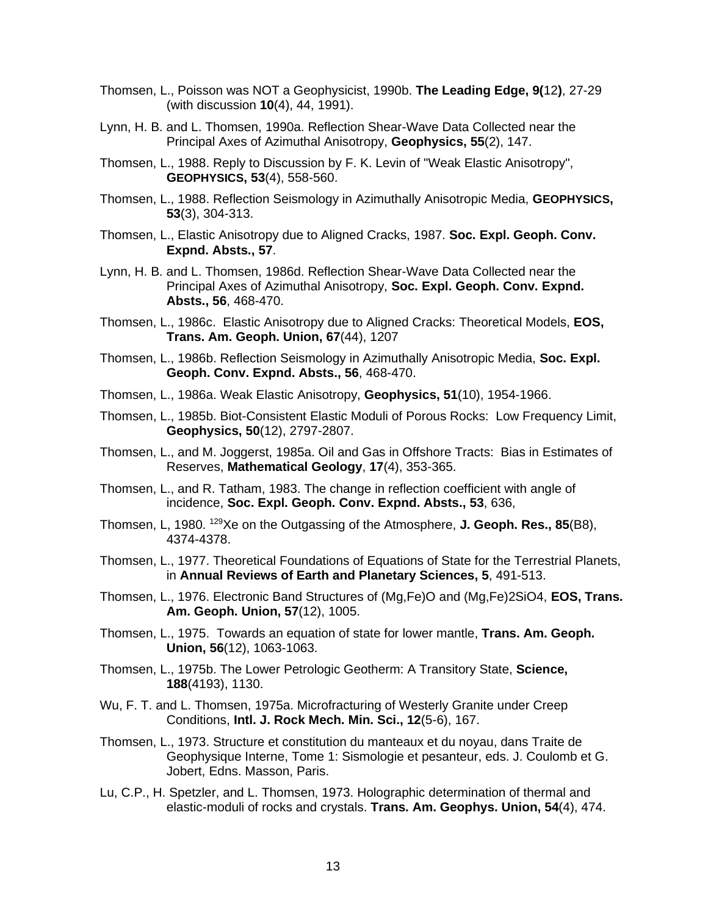Thomsen, L., Poisson was NOT a Geophysicist, 1990b. **The Leading Edge, 9(**12**)**, 27-29 (with discussion **10**(4), 44, 1991).

Lynn, H. B. and L. Thomsen, 1990a. Reflection Shear-Wave Data Collected near the Principal Axes of Azimuthal Anisotropy, **Geophysics, 55**(2), 147.

Thomsen, L., 1988. Reply to Discussion by F. K. Levin of "Weak Elastic Anisotropy", **GEOPHYSICS, 53**(4), 558-560.

Thomsen, L., 1988. Reflection Seismology in Azimuthally Anisotropic Media, **GEOPHYSICS, 53**(3), 304-313.

Thomsen, L., Elastic Anisotropy due to Aligned Cracks, 1987. **Soc. Expl. Geoph. Conv. Expnd. Absts., 57**.

Lynn, H. B. and L. Thomsen, 1986d. Reflection Shear-Wave Data Collected near the Principal Axes of Azimuthal Anisotropy, **Soc. Expl. Geoph. Conv. Expnd. Absts., 56**, 468-470.

Thomsen, L., 1986c. Elastic Anisotropy due to Aligned Cracks: Theoretical Models, **EOS, Trans. Am. Geoph. Union, 67**(44), 1207

Thomsen, L., 1986b. Reflection Seismology in Azimuthally Anisotropic Media, **Soc. Expl. Geoph. Conv. Expnd. Absts., 56**, 468-470.

Thomsen, L., 1986a. Weak Elastic Anisotropy, **Geophysics, 51**(10), 1954-1966.

Thomsen, L., 1985b. Biot-Consistent Elastic Moduli of Porous Rocks: Low Frequency Limit, **Geophysics, 50**(12), 2797-2807.

Thomsen, L., and M. Joggerst, 1985a. Oil and Gas in Offshore Tracts: Bias in Estimates of Reserves, **Mathematical Geology**, **17**(4), 353-365.

Thomsen, L., and R. Tatham, 1983. The change in reflection coefficient with angle of incidence, **Soc. Expl. Geoph. Conv. Expnd. Absts., 53**, 636,

Thomsen, L, 1980. $^{129}$Xe on the Outgassing of the Atmosphere, **J. Geoph. Res., 85**(B8), 4374-4378.

Thomsen, L., 1977. Theoretical Foundations of Equations of State for the Terrestrial Planets, in **Annual Reviews of Earth and Planetary Sciences, 5**, 491-513.

Thomsen, L., 1976. Electronic Band Structures of (Mg,Fe)O and (Mg,Fe)2SiO4, **EOS, Trans. Am. Geoph. Union, 57**(12), 1005.

Thomsen, L., 1975. Towards an equation of state for lower mantle, **Trans. Am. Geoph. Union, 56**(12), 1063-1063.

Thomsen, L., 1975b. The Lower Petrologic Geotherm: A Transitory State, **Science, 188**(4193), 1130.

Wu, F. T. and L. Thomsen, 1975a. Microfracturing of Westerly Granite under Creep Conditions, **Intl. J. Rock Mech. Min. Sci., 12**(5-6), 167.

Thomsen, L., 1973. Structure et constitution du manteaux et du noyau, dans Traite de Geophysique Interne, Tome 1: Sismologie et pesanteur, eds. J. Coulomb et G. Jobert, Edns. Masson, Paris.

Lu, C.P., H. Spetzler, and L. Thomsen, 1973. Holographic determination of thermal and elastic-moduli of rocks and crystals. **Trans. Am. Geophys. Union, 54**(4), 474.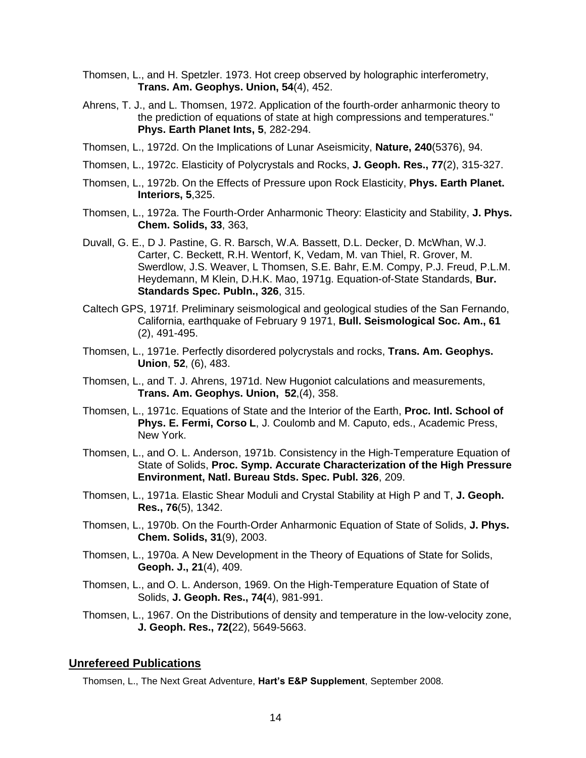Thomsen, L., and H. Spetzler. 1973. Hot creep observed by holographic interferometry, **Trans. Am. Geophys. Union, 54**(4), 452.

Ahrens, T. J., and L. Thomsen, 1972. Application of the fourth-order anharmonic theory to the prediction of equations of state at high compressions and temperatures." **Phys. Earth Planet Ints, 5**, 282-294.

Thomsen, L., 1972d. On the Implications of Lunar Aseismicity, **Nature, 240**(5376), 94.

Thomsen, L., 1972c. Elasticity of Polycrystals and Rocks, **J. Geoph. Res., 77**(2), 315-327.

Thomsen, L., 1972b. On the Effects of Pressure upon Rock Elasticity, **Phys. Earth Planet. Interiors, 5**,325.

Thomsen, L., 1972a. The Fourth-Order Anharmonic Theory: Elasticity and Stability, **J. Phys. Chem. Solids, 33**, 363,

Duvall, G. E., D J. Pastine, G. R. Barsch, W.A. Bassett, D.L. Decker, D. McWhan, W.J. Carter, C. Beckett, R.H. Wentorf, K, Vedam, M. van Thiel, R. Grover, M. Swerdlow, J.S. Weaver, L Thomsen, S.E. Bahr, E.M. Compy, P.J. Freud, P.L.M. Heydemann, M Klein, D.H.K. Mao, 1971g. Equation-of-State Standards, **Bur. Standards Spec. Publn., 326**, 315.

Caltech GPS, 1971f. Preliminary seismological and geological studies of the San Fernando, California, earthquake of February 9 1971, **Bull. Seismological Soc. Am., 61** (2), 491-495.

Thomsen, L., 1971e. Perfectly disordered polycrystals and rocks, **Trans. Am. Geophys. Union**, **52**, (6), 483.

Thomsen, L., and T. J. Ahrens, 1971d. New Hugoniot calculations and measurements, **Trans. Am. Geophys. Union, 52**,(4), 358.

Thomsen, L., 1971c. Equations of State and the Interior of the Earth, **Proc. Intl. School of Phys. E. Fermi, Corso L**, J. Coulomb and M. Caputo, eds., Academic Press, New York.

Thomsen, L., and O. L. Anderson, 1971b. Consistency in the High-Temperature Equation of State of Solids, **Proc. Symp. Accurate Characterization of the High Pressure Environment, Natl. Bureau Stds. Spec. Publ. 326**, 209.

Thomsen, L., 1971a. Elastic Shear Moduli and Crystal Stability at High P and T, **J. Geoph. Res., 76**(5), 1342.

Thomsen, L., 1970b. On the Fourth-Order Anharmonic Equation of State of Solids, **J. Phys. Chem. Solids, 31**(9), 2003.

Thomsen, L., 1970a. A New Development in the Theory of Equations of State for Solids, **Geoph. J., 21**(4), 409.

Thomsen, L., and O. L. Anderson, 1969. On the High-Temperature Equation of State of Solids, **J. Geoph. Res., 74(**4), 981-991.

Thomsen, L., 1967. On the Distributions of density and temperature in the low-velocity zone, **J. Geoph. Res., 72(**22), 5649-5663.

## Unrefereed Publications

Thomsen, L., The Next Great Adventure, **Hart's E&P Supplement**, September 2008.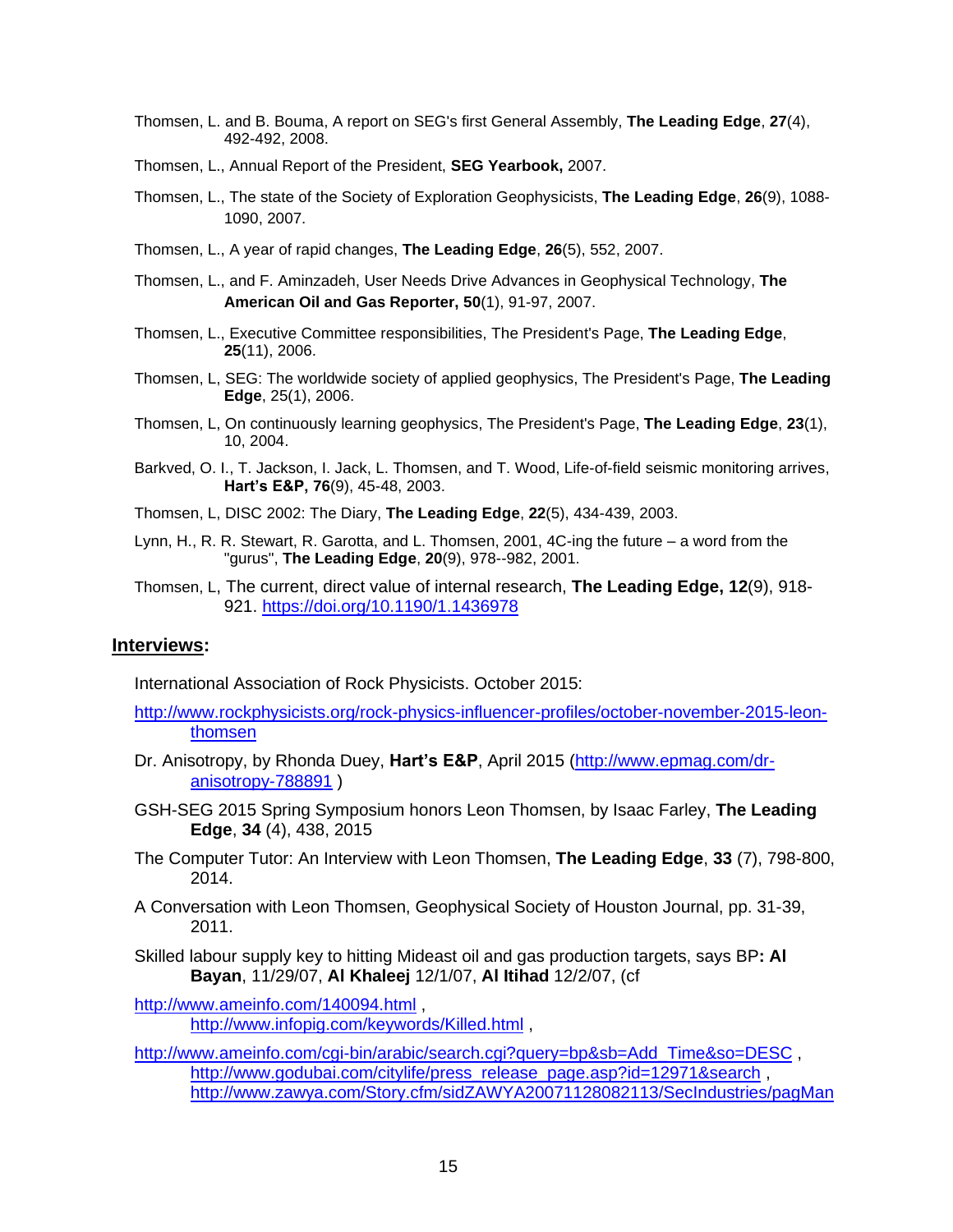Thomsen, L. and B. Bouma, A report on SEG's first General Assembly, **The Leading Edge**, **27**(4), 492-492, 2008.

Thomsen, L., Annual Report of the President, **SEG Yearbook,** 2007.

Thomsen, L., The state of the Society of Exploration Geophysicists, **The Leading Edge**, **26**(9), 1088-1090, 2007.

Thomsen, L., A year of rapid changes, **The Leading Edge**, **26**(5), 552, 2007.

Thomsen, L., and F. Aminzadeh, User Needs Drive Advances in Geophysical Technology, **The American Oil and Gas Reporter, 50**(1), 91-97, 2007.

Thomsen, L., Executive Committee responsibilities, The President's Page, **The Leading Edge**, **25**(11), 2006.

Thomsen, L, SEG: The worldwide society of applied geophysics, The President's Page, **The Leading Edge**, 25(1), 2006.

Thomsen, L, On continuously learning geophysics, The President's Page, **The Leading Edge**, **23**(1), 10, 2004.

Barkved, O. I., T. Jackson, I. Jack, L. Thomsen, and T. Wood, Life-of-field seismic monitoring arrives, **Hart's E&P, 76**(9), 45-48, 2003.

Thomsen, L, DISC 2002: The Diary, **The Leading Edge**, **22**(5), 434-439, 2003.

Lynn, H., R. R. Stewart, R. Garotta, and L. Thomsen, 2001, 4C-ing the future – a word from the "gurus", **The Leading Edge**, **20**(9), 978--982, 2001.

Thomsen, L, The current, direct value of internal research, **The Leading Edge, 12**(9), 918-921. https://doi.org/10.1190/1.1436978

## **Interviews**:

International Association of Rock Physicists. October 2015:

http://www.rockphysicists.org/rock-physics-influencer-profiles/october-november-2015-leon-thomsen

Dr. Anisotropy, by Rhonda Duey, **Hart's E&P**, April 2015 (http://www.epmag.com/dr-anisotropy-788891 )

GSH-SEG 2015 Spring Symposium honors Leon Thomsen, by Isaac Farley, **The Leading Edge**, **34** (4), 438, 2015

The Computer Tutor: An Interview with Leon Thomsen, **The Leading Edge**, **33** (7), 798-800, 2014.

A Conversation with Leon Thomsen, Geophysical Society of Houston Journal, pp. 31-39, 2011.

Skilled labour supply key to hitting Mideast oil and gas production targets, says BP**: Al Bayan**, 11/29/07, **Al Khaleej** 12/1/07, **Al Itihad** 12/2/07, (cf

http://www.ameinfo.com/140094.html , http://www.infopig.com/keywords/Killed.html ,

http://www.ameinfo.com/cgi-bin/arabic/search.cgi?query=bp&sb=Add_Time&so=DESC , http://www.godubai.com/citylife/press_release_page.asp?id=12971&search , http://www.zawya.com/Story.cfm/sidZAWYA20071128082113/SecIndustries/pagMan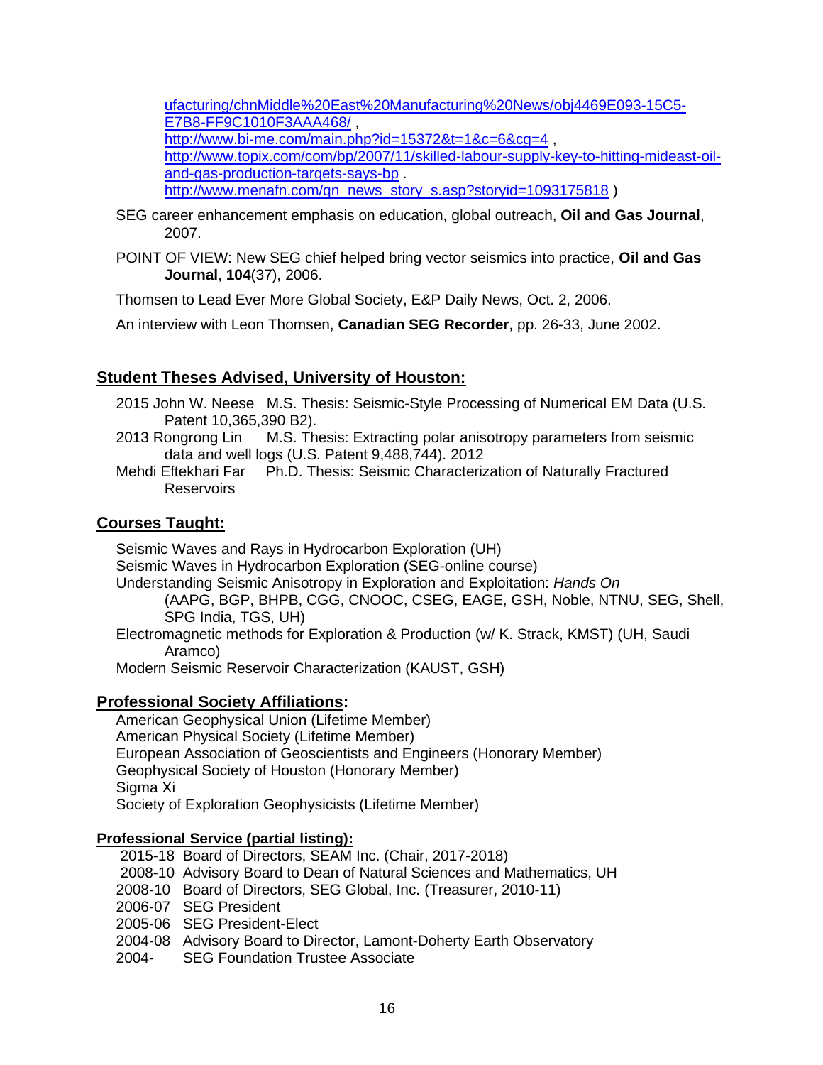ufacturing/chnMiddle%20East%20Manufacturing%20News/obj4469E093-15C5-E7B8-FF9C1010F3AAA468/ , http://www.bi-me.com/main.php?id=15372&t=1&c=6&cg=4 , http://www.topix.com/com/bp/2007/11/skilled-labour-supply-key-to-hitting-mideast-oil-and-gas-production-targets-says-bp . http://www.menafn.com/qn_news_story_s.asp?storyid=1093175818 )

SEG career enhancement emphasis on education, global outreach, **Oil and Gas Journal**, 2007.

POINT OF VIEW: New SEG chief helped bring vector seismics into practice, **Oil and Gas Journal**, **104**(37), 2006.

Thomsen to Lead Ever More Global Society, E&P Daily News, Oct. 2, 2006.

An interview with Leon Thomsen, **Canadian SEG Recorder**, pp. 26-33, June 2002.

## Student Theses Advised, University of Houston:

2015 John W. Neese M.S. Thesis: Seismic-Style Processing of Numerical EM Data (U.S. Patent 10,365,390 B2).
2013 Rongrong Lin M.S. Thesis: Extracting polar anisotropy parameters from seismic data and well logs (U.S. Patent 9,488,744). 2012
Mehdi Eftekhari Far Ph.D. Thesis: Seismic Characterization of Naturally Fractured Reservoirs

## Courses Taught:

Seismic Waves and Rays in Hydrocarbon Exploration (UH)
Seismic Waves in Hydrocarbon Exploration (SEG-online course)
Understanding Seismic Anisotropy in Exploration and Exploitation: *Hands On* (AAPG, BGP, BHPB, CGG, CNOOC, CSEG, EAGE, GSH, Noble, NTNU, SEG, Shell, SPG India, TGS, UH)
Electromagnetic methods for Exploration & Production (w/ K. Strack, KMST) (UH, Saudi Aramco)
Modern Seismic Reservoir Characterization (KAUST, GSH)

## Professional Society Affiliations:

American Geophysical Union (Lifetime Member)
American Physical Society (Lifetime Member)
European Association of Geoscientists and Engineers (Honorary Member)
Geophysical Society of Houston (Honorary Member)
Sigma Xi
Society of Exploration Geophysicists (Lifetime Member)

## Professional Service (partial listing):

2015-18 Board of Directors, SEAM Inc. (Chair, 2017-2018)
2008-10 Advisory Board to Dean of Natural Sciences and Mathematics, UH
2008-10 Board of Directors, SEG Global, Inc. (Treasurer, 2010-11)
2006-07 SEG President
2005-06 SEG President-Elect
2004-08 Advisory Board to Director, Lamont-Doherty Earth Observatory
2004- SEG Foundation Trustee Associate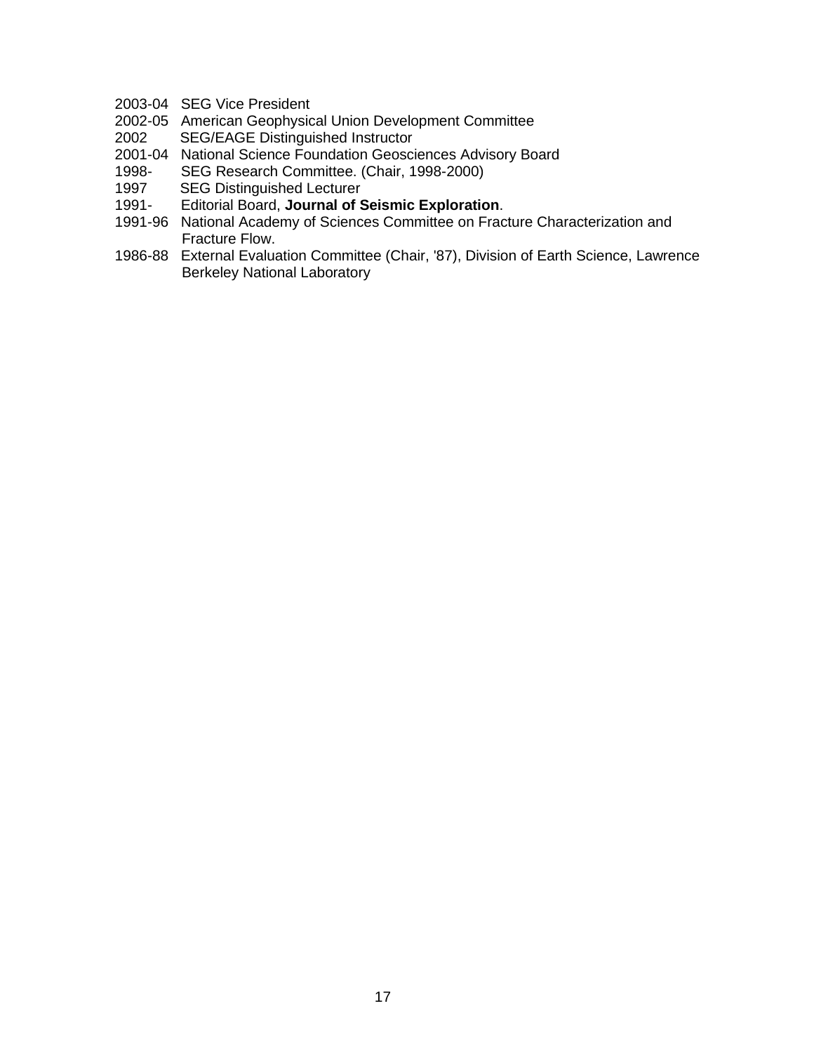2003-04 SEG Vice President
2002-05 American Geophysical Union Development Committee
2002 SEG/EAGE Distinguished Instructor
2001-04 National Science Foundation Geosciences Advisory Board
1998- SEG Research Committee. (Chair, 1998-2000)
1997 SEG Distinguished Lecturer
1991- Editorial Board, **Journal of Seismic Exploration**.
1991-96 National Academy of Sciences Committee on Fracture Characterization and Fracture Flow.
1986-88 External Evaluation Committee (Chair, '87), Division of Earth Science, Lawrence Berkeley National Laboratory